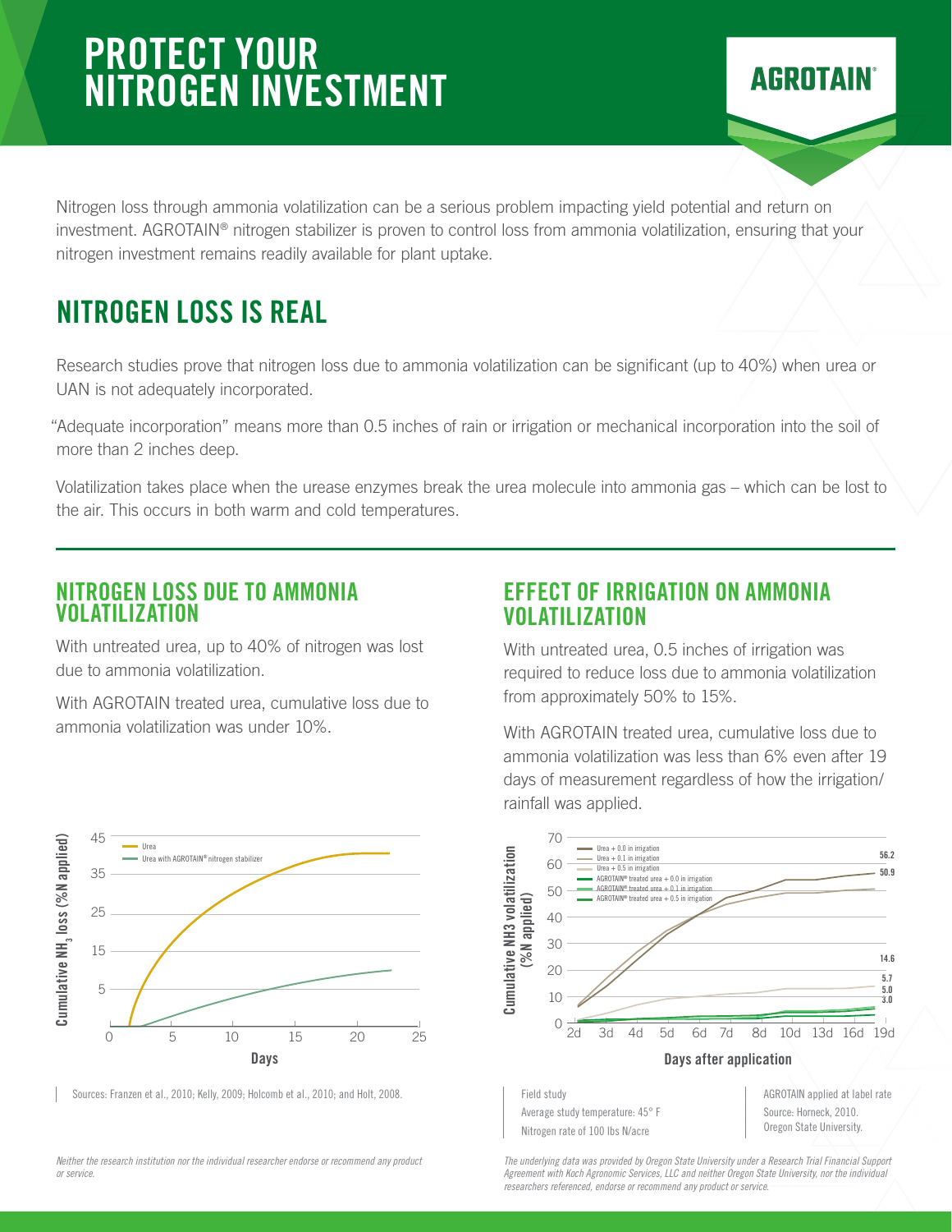# PROTECT YOUR NITROGEN INVESTMENT

**AGROTAIN®**

Nitrogen loss through ammonia volatilization can be a serious problem impacting yield potential and return on investment. AGROTAIN® nitrogen stabilizer is proven to control loss from ammonia volatilization, ensuring that your nitrogen investment remains readily available for plant uptake.

## NITROGEN LOSS IS REAL

Research studies prove that nitrogen loss due to ammonia volatilization can be significant (up to 40%) when urea or UAN is not adequately incorporated.

"Adequate incorporation" means more than 0.5 inches of rain or irrigation or mechanical incorporation into the soil of more than 2 inches deep.

Volatilization takes place when the urease enzymes break the urea molecule into ammonia gas – which can be lost to the air. This occurs in both warm and cold temperatures.

### NITROGEN LOSS DUE TO AMMONIA VOLATILIZATION

With untreated urea, up to 40% of nitrogen was lost due to ammonia volatilization.

With AGROTAIN treated urea, cumulative loss due to ammonia volatilization was under 10%.

Sources: Franzen et al., 2010; Kelly, 2009; Holcomb et al., 2010; and Holt, 2008.

*Neither the research institution nor the individual researcher endorse or recommend any product or service.*

### EFFECT OF IRRIGATION ON AMMONIA VOLATILIZATION

With untreated urea, 0.5 inches of irrigation was required to reduce loss due to ammonia volatilization from approximately 50% to 15%.

With AGROTAIN treated urea, cumulative loss due to ammonia volatilization was less than 6% even after 19 days of measurement regardless of how the irrigation/ rainfall was applied.

Field study
Average study temperature: 45° F
Nitrogen rate of 100 lbs N/acre

AGROTAIN applied at label rate
Source: Horneck, 2010.
Oregon State University.

*The underlying data was provided by Oregon State University under a Research Trial Financial Support Agreement with Koch Agronomic Services, LLC and neither Oregon State University, nor the individual researchers referenced, endorse or recommend any product or service.*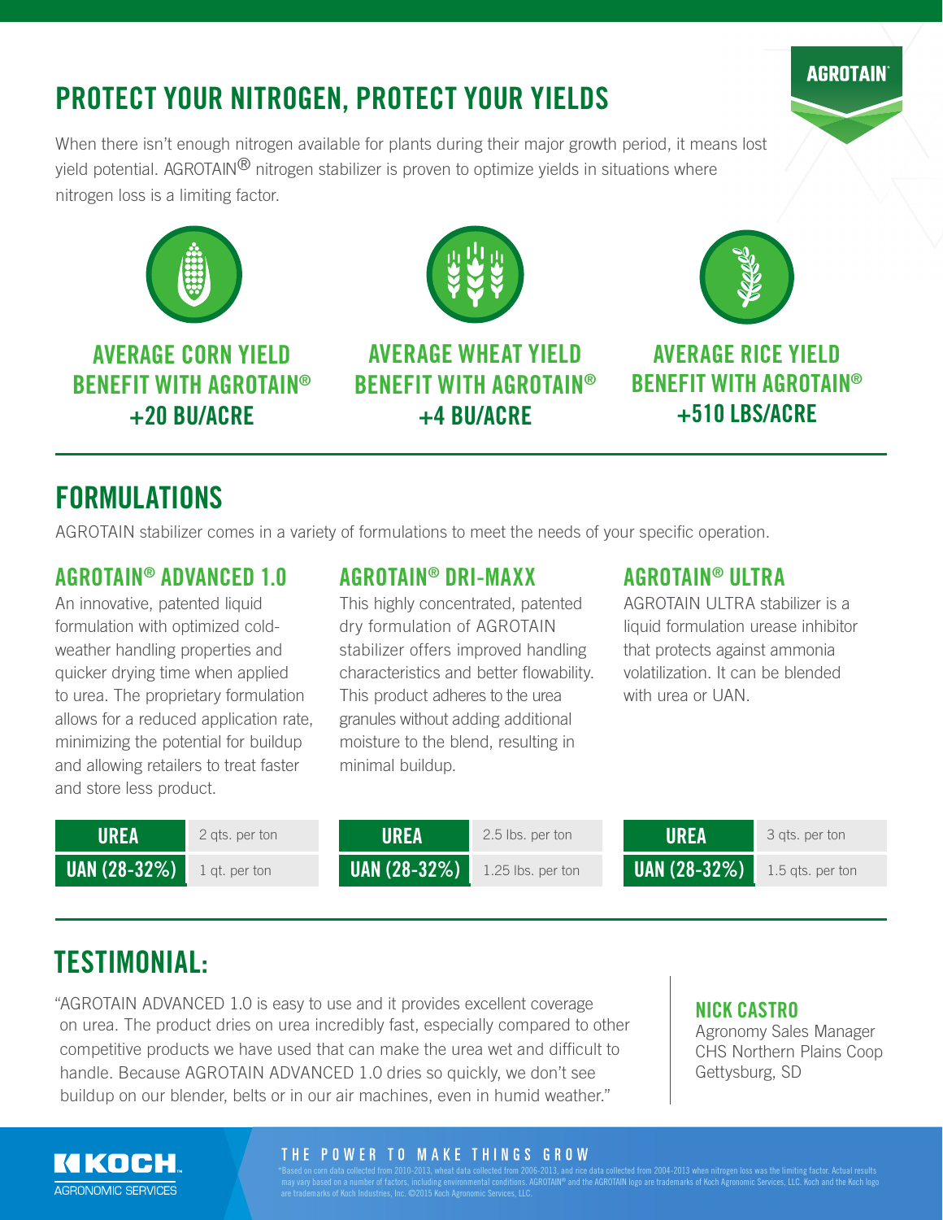AGROTAIN®

# PROTECT YOUR NITROGEN, PROTECT YOUR YIELDS

When there isn't enough nitrogen available for plants during their major growth period, it means lost yield potential. AGROTAIN® nitrogen stabilizer is proven to optimize yields in situations where nitrogen loss is a limiting factor.

**AVERAGE CORN YIELD BENEFIT WITH AGROTAIN®**
**+20 BU/ACRE**

**AVERAGE WHEAT YIELD BENEFIT WITH AGROTAIN®**
**+4 BU/ACRE**

**AVERAGE RICE YIELD BENEFIT WITH AGROTAIN®**
**+510 LBS/ACRE**

## FORMULATIONS

AGROTAIN stabilizer comes in a variety of formulations to meet the needs of your specific operation.

### AGROTAIN® ADVANCED 1.0

An innovative, patented liquid formulation with optimized cold-weather handling properties and quicker drying time when applied to urea. The proprietary formulation allows for a reduced application rate, minimizing the potential for buildup and allowing retailers to treat faster and store less product.

| | |
|---|---|
| UREA | 2 qts. per ton |
| UAN (28-32%) | 1 qt. per ton |

### AGROTAIN® DRI-MAXX

This highly concentrated, patented dry formulation of AGROTAIN stabilizer offers improved handling characteristics and better flowability. This product adheres to the urea granules without adding additional moisture to the blend, resulting in minimal buildup.

| | |
|---|---|
| UREA | 2.5 lbs. per ton |
| UAN (28-32%) | 1.25 lbs. per ton |

### AGROTAIN® ULTRA

AGROTAIN ULTRA stabilizer is a liquid formulation urease inhibitor that protects against ammonia volatilization. It can be blended with urea or UAN.

| | |
|---|---|
| UREA | 3 qts. per ton |
| UAN (28-32%) | 1.5 qts. per ton |

## TESTIMONIAL:

"AGROTAIN ADVANCED 1.0 is easy to use and it provides excellent coverage on urea. The product dries on urea incredibly fast, especially compared to other competitive products we have used that can make the urea wet and difficult to handle. Because AGROTAIN ADVANCED 1.0 dries so quickly, we don't see buildup on our blender, belts or in our air machines, even in humid weather."

**NICK CASTRO**
Agronomy Sales Manager
CHS Northern Plains Coop
Gettysburg, SD

KOCH AGRONOMIC SERVICES

THE POWER TO MAKE THINGS GROW

*Based on corn data collected from 2010-2013, wheat data collected from 2006-2013, and rice data collected from 2004-2013 when nitrogen loss was the limiting factor. Actual results may vary based on a number of factors, including environmental conditions. AGROTAIN® and the AGROTAIN logo are trademarks of Koch Agronomic Services, LLC. Koch and the Koch logo are trademarks of Koch Industries, Inc. ©2015 Koch Agronomic Services, LLC.